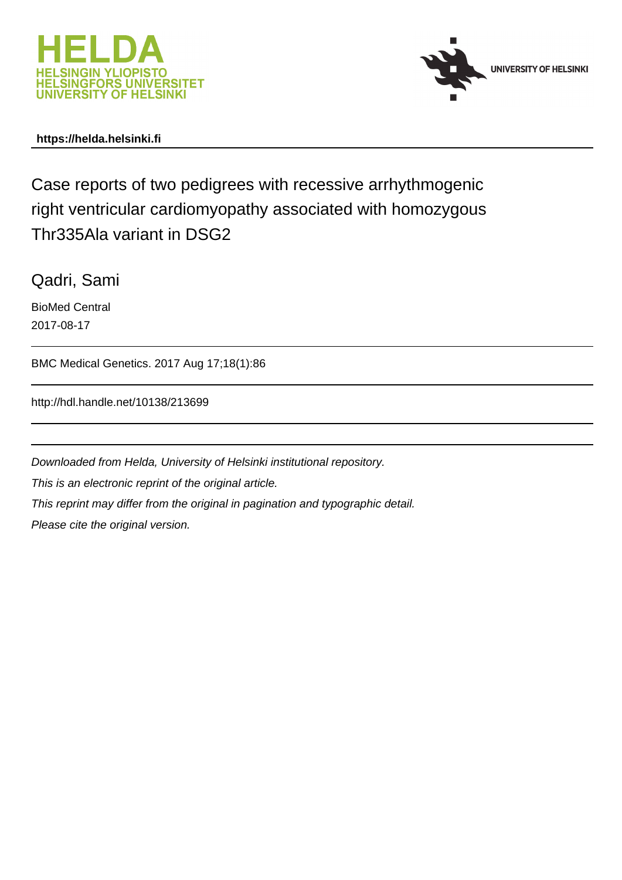https://helda.helsinki.fi

# Case reports of two pedigrees with recessive arrhythmogenic right ventricular cardiomyopathy associated with homozygous Thr335Ala variant in DSG2

Qadri, Sami

BioMed Central

2017-08-17

BMC Medical Genetics. 2017 Aug 17;18(1):86

http://hdl.handle.net/10138/213699

*Downloaded from Helda, University of Helsinki institutional repository.*

*This is an electronic reprint of the original article.*

*This reprint may differ from the original in pagination and typographic detail.*

*Please cite the original version.*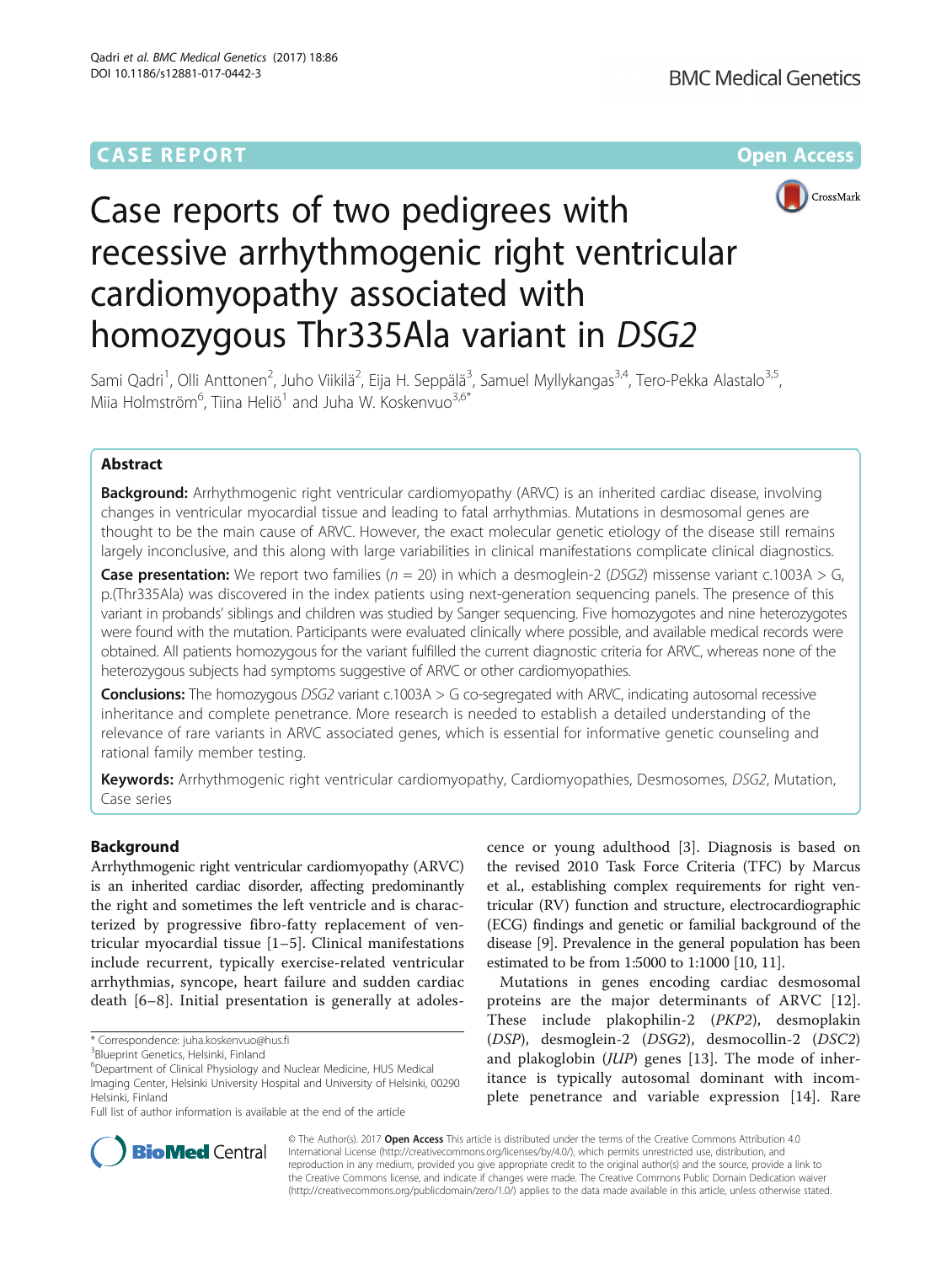# Case reports of two pedigrees with recessive arrhythmogenic right ventricular cardiomyopathy associated with homozygous Thr335Ala variant in *DSG2*

Sami Qadri[1], Olli Anttonen[2], Juho Viikilä[2], Eija H. Seppälä[3], Samuel Myllykangas[3,4], Tero-Pekka Alastalo[3,5], Miia Holmström[6], Tiina Heliö[1] and Juha W. Koskenvuo[3,6*]

## Abstract

**Background:** Arrhythmogenic right ventricular cardiomyopathy (ARVC) is an inherited cardiac disease, involving changes in ventricular myocardial tissue and leading to fatal arrhythmias. Mutations in desmosomal genes are thought to be the main cause of ARVC. However, the exact molecular genetic etiology of the disease still remains largely inconclusive, and this along with large variabilities in clinical manifestations complicate clinical diagnostics.

**Case presentation:** We report two families ($n = 20$) in which a desmoglein-2 (*DSG2*) missense variant c.1003A > G, p.(Thr335Ala) was discovered in the index patients using next-generation sequencing panels. The presence of this variant in probands' siblings and children was studied by Sanger sequencing. Five homozygotes and nine heterozygotes were found with the mutation. Participants were evaluated clinically where possible, and available medical records were obtained. All patients homozygous for the variant fulfilled the current diagnostic criteria for ARVC, whereas none of the heterozygous subjects had symptoms suggestive of ARVC or other cardiomyopathies.

**Conclusions:** The homozygous *DSG2* variant c.1003A > G co-segregated with ARVC, indicating autosomal recessive inheritance and complete penetrance. More research is needed to establish a detailed understanding of the relevance of rare variants in ARVC associated genes, which is essential for informative genetic counseling and rational family member testing.

**Keywords:** Arrhythmogenic right ventricular cardiomyopathy, Cardiomyopathies, Desmosomes, *DSG2*, Mutation, Case series

## Background

Arrhythmogenic right ventricular cardiomyopathy (ARVC) is an inherited cardiac disorder, affecting predominantly the right and sometimes the left ventricle and is characterized by progressive fibro-fatty replacement of ventricular myocardial tissue [1–5]. Clinical manifestations include recurrent, typically exercise-related ventricular arrhythmias, syncope, heart failure and sudden cardiac death [6–8]. Initial presentation is generally at adolescence or young adulthood [3]. Diagnosis is based on the revised 2010 Task Force Criteria (TFC) by Marcus et al., establishing complex requirements for right ventricular (RV) function and structure, electrocardiographic (ECG) findings and genetic or familial background of the disease [9]. Prevalence in the general population has been estimated to be from 1:5000 to 1:1000 [10, 11].

Mutations in genes encoding cardiac desmosomal proteins are the major determinants of ARVC [12]. These include plakophilin-2 (*PKP2*), desmoplakin (*DSP*), desmoglein-2 (*DSG2*), desmocollin-2 (*DSC2*) and plakoglobin (*JUP*) genes [13]. The mode of inheritance is typically autosomal dominant with incomplete penetrance and variable expression [14]. Rare

* Correspondence: juha.koskenvuo@hus.fi
[3]Blueprint Genetics, Helsinki, Finland
[6]Department of Clinical Physiology and Nuclear Medicine, HUS Medical Imaging Center, Helsinki University Hospital and University of Helsinki, 00290 Helsinki, Finland
Full list of author information is available at the end of the article

© The Author(s). 2017 **Open Access** This article is distributed under the terms of the Creative Commons Attribution 4.0 International License (http://creativecommons.org/licenses/by/4.0/), which permits unrestricted use, distribution, and reproduction in any medium, provided you give appropriate credit to the original author(s) and the source, provide a link to the Creative Commons license, and indicate if changes were made. The Creative Commons Public Domain Dedication waiver (http://creativecommons.org/publicdomain/zero/1.0/) applies to the data made available in this article, unless otherwise stated.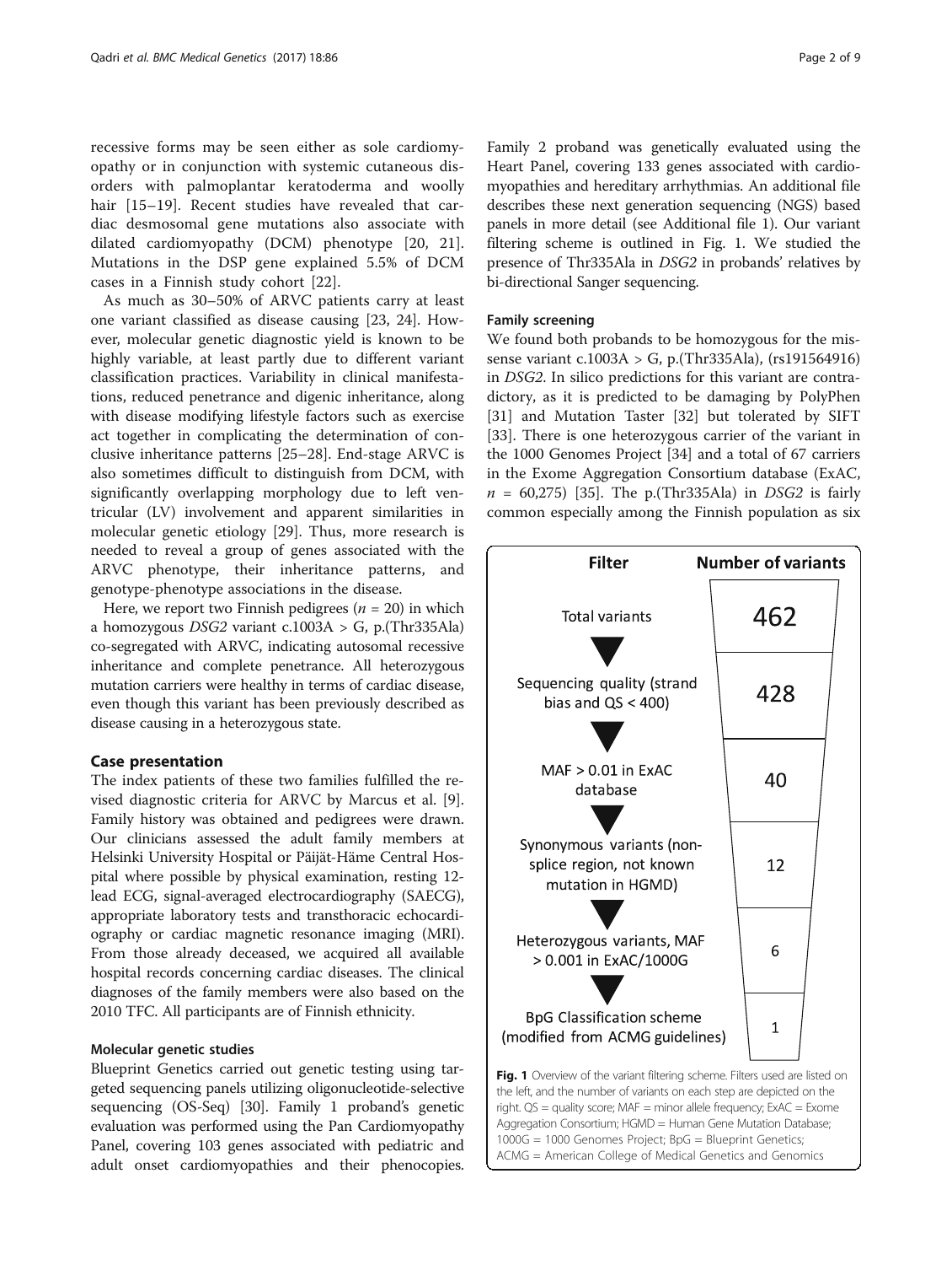recessive forms may be seen either as sole cardiomyopathy or in conjunction with systemic cutaneous disorders with palmoplantar keratoderma and woolly hair [15–19]. Recent studies have revealed that cardiac desmosomal gene mutations also associate with dilated cardiomyopathy (DCM) phenotype [20, 21]. Mutations in the DSP gene explained 5.5% of DCM cases in a Finnish study cohort [22].

As much as 30–50% of ARVC patients carry at least one variant classified as disease causing [23, 24]. However, molecular genetic diagnostic yield is known to be highly variable, at least partly due to different variant classification practices. Variability in clinical manifestations, reduced penetrance and digenic inheritance, along with disease modifying lifestyle factors such as exercise act together in complicating the determination of conclusive inheritance patterns [25–28]. End-stage ARVC is also sometimes difficult to distinguish from DCM, with significantly overlapping morphology due to left ventricular (LV) involvement and apparent similarities in molecular genetic etiology [29]. Thus, more research is needed to reveal a group of genes associated with the ARVC phenotype, their inheritance patterns, and genotype-phenotype associations in the disease.

Here, we report two Finnish pedigrees ($n = 20$) in which a homozygous *DSG2* variant c.1003A > G, p.(Thr335Ala) co-segregated with ARVC, indicating autosomal recessive inheritance and complete penetrance. All heterozygous mutation carriers were healthy in terms of cardiac disease, even though this variant has been previously described as disease causing in a heterozygous state.

## Case presentation

The index patients of these two families fulfilled the revised diagnostic criteria for ARVC by Marcus et al. [9]. Family history was obtained and pedigrees were drawn. Our clinicians assessed the adult family members at Helsinki University Hospital or Päijät-Häme Central Hospital where possible by physical examination, resting 12-lead ECG, signal-averaged electrocardiography (SAECG), appropriate laboratory tests and transthoracic echocardiography or cardiac magnetic resonance imaging (MRI). From those already deceased, we acquired all available hospital records concerning cardiac diseases. The clinical diagnoses of the family members were also based on the 2010 TFC. All participants are of Finnish ethnicity.

### Molecular genetic studies

Blueprint Genetics carried out genetic testing using targeted sequencing panels utilizing oligonucleotide-selective sequencing (OS-Seq) [30]. Family 1 proband's genetic evaluation was performed using the Pan Cardiomyopathy Panel, covering 103 genes associated with pediatric and adult onset cardiomyopathies and their phenocopies. Family 2 proband was genetically evaluated using the Heart Panel, covering 133 genes associated with cardiomyopathies and hereditary arrhythmias. An additional file describes these next generation sequencing (NGS) based panels in more detail (see Additional file 1). Our variant filtering scheme is outlined in Fig. 1. We studied the presence of Thr335Ala in *DSG2* in probands' relatives by bi-directional Sanger sequencing.

### Family screening

We found both probands to be homozygous for the missense variant c.1003A > G, p.(Thr335Ala), (rs191564916) in *DSG2*. In silico predictions for this variant are contradictory, as it is predicted to be damaging by PolyPhen [31] and Mutation Taster [32] but tolerated by SIFT [33]. There is one heterozygous carrier of the variant in the 1000 Genomes Project [34] and a total of 67 carriers in the Exome Aggregation Consortium database (ExAC, $n = 60{,}275$) [35]. The p.(Thr335Ala) in *DSG2* is fairly common especially among the Finnish population as six

| Filter | Number of variants |
|---|---|
| Total variants | 462 |
| Sequencing quality (strand bias and QS < 400) | 428 |
| MAF > 0.01 in ExAC database | 40 |
| Synonymous variants (non-splice region, not known mutation in HGMD) | 12 |
| Heterozygous variants, MAF > 0.001 in ExAC/1000G | 6 |
| BpG Classification scheme (modified from ACMG guidelines) | 1 |

**Fig. 1** Overview of the variant filtering scheme. Filters used are listed on the left, and the number of variants on each step are depicted on the right. QS = quality score; MAF = minor allele frequency; ExAC = Exome Aggregation Consortium; HGMD = Human Gene Mutation Database; 1000G = 1000 Genomes Project; BpG = Blueprint Genetics; ACMG = American College of Medical Genetics and Genomics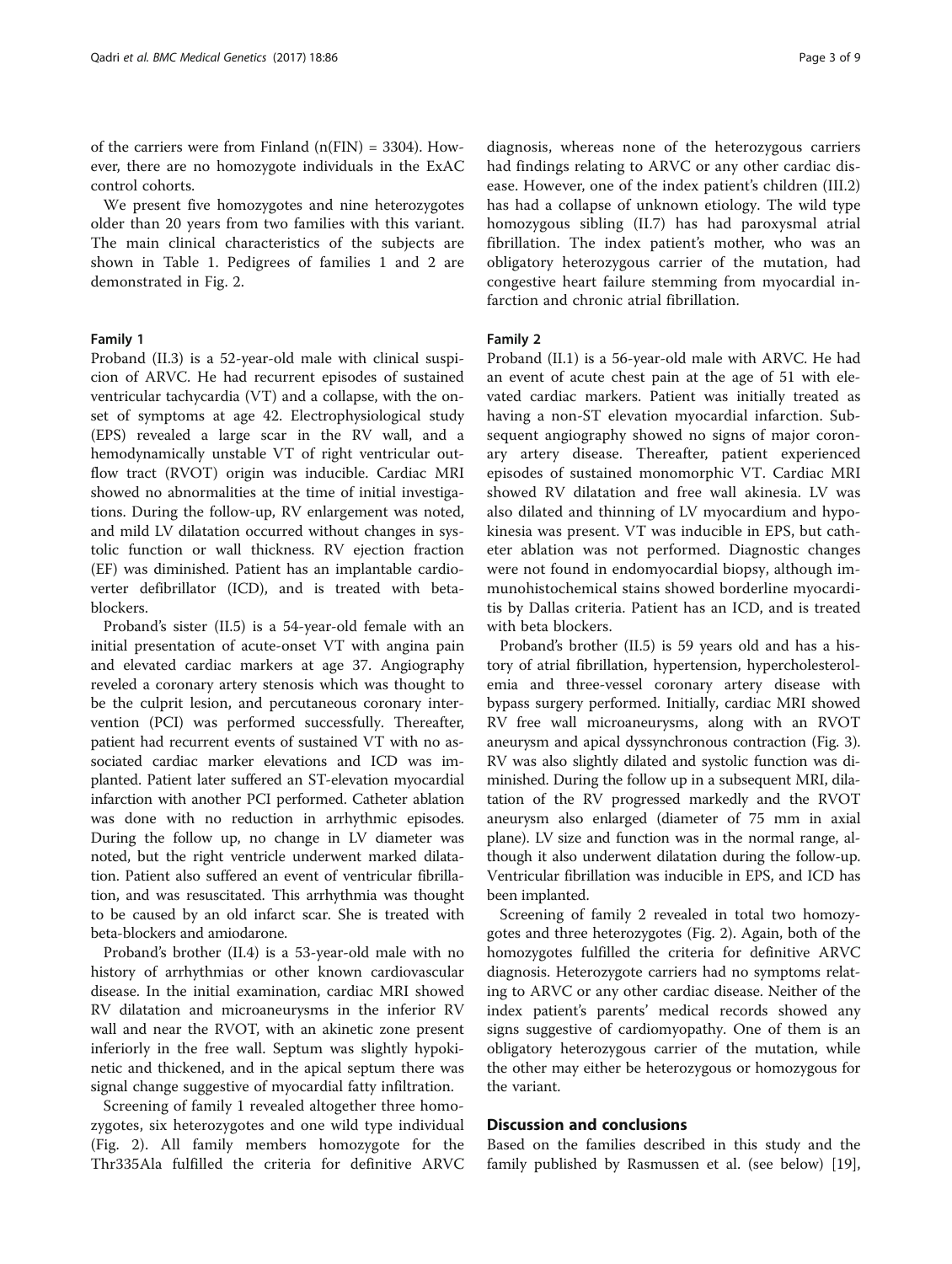of the carriers were from Finland (n(FIN) = 3304). However, there are no homozygote individuals in the ExAC control cohorts.

We present five homozygotes and nine heterozygotes older than 20 years from two families with this variant. The main clinical characteristics of the subjects are shown in Table 1. Pedigrees of families 1 and 2 are demonstrated in Fig. 2.

### Family 1

Proband (II.3) is a 52-year-old male with clinical suspicion of ARVC. He had recurrent episodes of sustained ventricular tachycardia (VT) and a collapse, with the onset of symptoms at age 42. Electrophysiological study (EPS) revealed a large scar in the RV wall, and a hemodynamically unstable VT of right ventricular outflow tract (RVOT) origin was inducible. Cardiac MRI showed no abnormalities at the time of initial investigations. During the follow-up, RV enlargement was noted, and mild LV dilatation occurred without changes in systolic function or wall thickness. RV ejection fraction (EF) was diminished. Patient has an implantable cardioverter defibrillator (ICD), and is treated with beta-blockers.

Proband's sister (II.5) is a 54-year-old female with an initial presentation of acute-onset VT with angina pain and elevated cardiac markers at age 37. Angiography reveled a coronary artery stenosis which was thought to be the culprit lesion, and percutaneous coronary intervention (PCI) was performed successfully. Thereafter, patient had recurrent events of sustained VT with no associated cardiac marker elevations and ICD was implanted. Patient later suffered an ST-elevation myocardial infarction with another PCI performed. Catheter ablation was done with no reduction in arrhythmic episodes. During the follow up, no change in LV diameter was noted, but the right ventricle underwent marked dilatation. Patient also suffered an event of ventricular fibrillation, and was resuscitated. This arrhythmia was thought to be caused by an old infarct scar. She is treated with beta-blockers and amiodarone.

Proband's brother (II.4) is a 53-year-old male with no history of arrhythmias or other known cardiovascular disease. In the initial examination, cardiac MRI showed RV dilatation and microaneurysms in the inferior RV wall and near the RVOT, with an akinetic zone present inferiorly in the free wall. Septum was slightly hypokinetic and thickened, and in the apical septum there was signal change suggestive of myocardial fatty infiltration.

Screening of family 1 revealed altogether three homozygotes, six heterozygotes and one wild type individual (Fig. 2). All family members homozygote for the Thr335Ala fulfilled the criteria for definitive ARVC diagnosis, whereas none of the heterozygous carriers had findings relating to ARVC or any other cardiac disease. However, one of the index patient's children (III.2) has had a collapse of unknown etiology. The wild type homozygous sibling (II.7) has had paroxysmal atrial fibrillation. The index patient's mother, who was an obligatory heterozygous carrier of the mutation, had congestive heart failure stemming from myocardial infarction and chronic atrial fibrillation.

### Family 2

Proband (II.1) is a 56-year-old male with ARVC. He had an event of acute chest pain at the age of 51 with elevated cardiac markers. Patient was initially treated as having a non-ST elevation myocardial infarction. Subsequent angiography showed no signs of major coronary artery disease. Thereafter, patient experienced episodes of sustained monomorphic VT. Cardiac MRI showed RV dilatation and free wall akinesia. LV was also dilated and thinning of LV myocardium and hypokinesia was present. VT was inducible in EPS, but catheter ablation was not performed. Diagnostic changes were not found in endomyocardial biopsy, although immunohistochemical stains showed borderline myocarditis by Dallas criteria. Patient has an ICD, and is treated with beta blockers.

Proband's brother (II.5) is 59 years old and has a history of atrial fibrillation, hypertension, hypercholesterolemia and three-vessel coronary artery disease with bypass surgery performed. Initially, cardiac MRI showed RV free wall microaneurysms, along with an RVOT aneurysm and apical dyssynchronous contraction (Fig. 3). RV was also slightly dilated and systolic function was diminished. During the follow up in a subsequent MRI, dilatation of the RV progressed markedly and the RVOT aneurysm also enlarged (diameter of 75 mm in axial plane). LV size and function was in the normal range, although it also underwent dilatation during the follow-up. Ventricular fibrillation was inducible in EPS, and ICD has been implanted.

Screening of family 2 revealed in total two homozygotes and three heterozygotes (Fig. 2). Again, both of the homozygotes fulfilled the criteria for definitive ARVC diagnosis. Heterozygote carriers had no symptoms relating to ARVC or any other cardiac disease. Neither of the index patient's parents' medical records showed any signs suggestive of cardiomyopathy. One of them is an obligatory heterozygous carrier of the mutation, while the other may either be heterozygous or homozygous for the variant.

## Discussion and conclusions

Based on the families described in this study and the family published by Rasmussen et al. (see below) [19],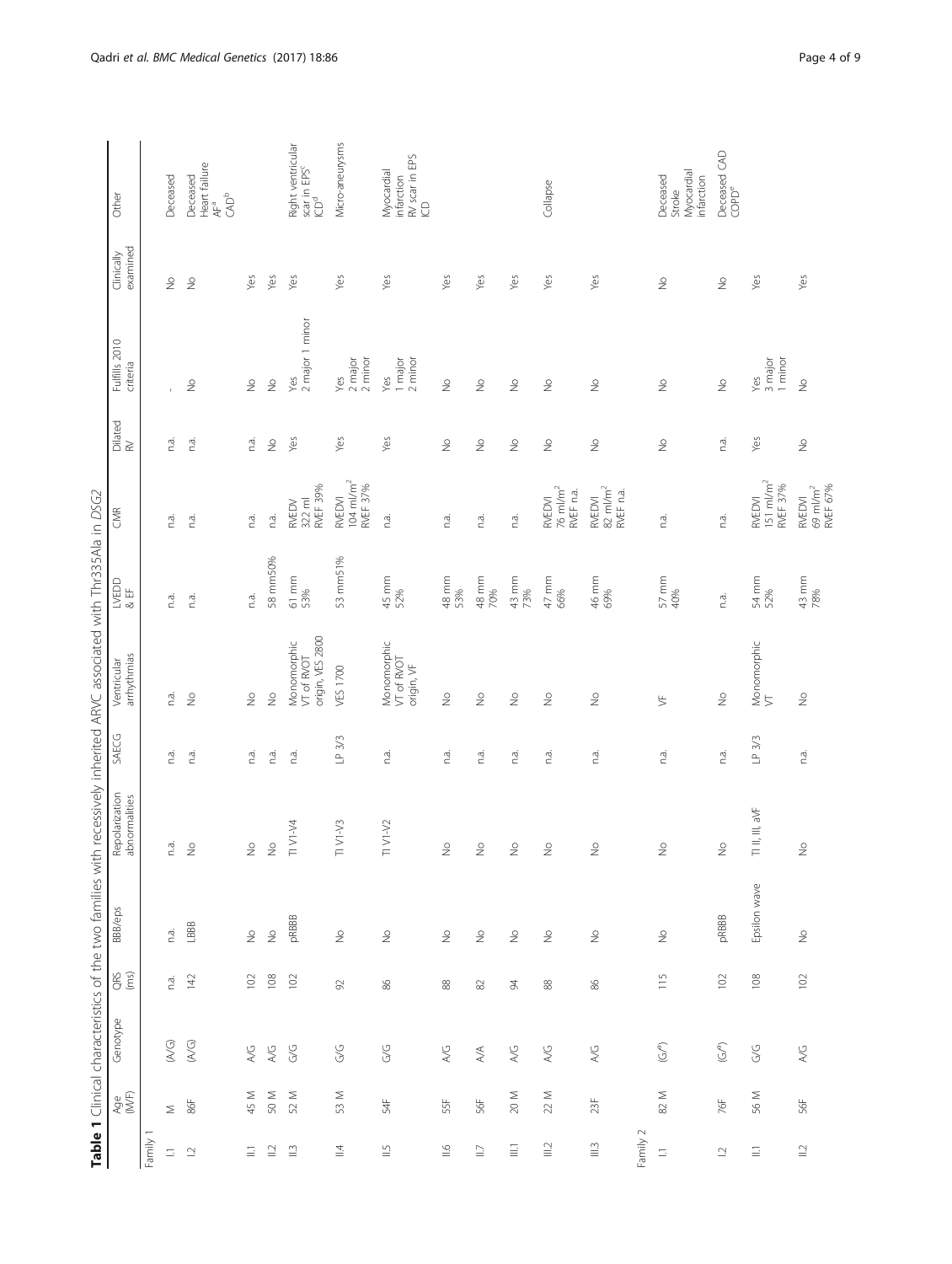**Table 1** Clinical characteristics of the two families with recessively inherited ARVC associated with Thr335Ala in *DSG2*

| | Age (M/F) | Genotype | QRS (ms) | BBB/eps | Repolarization abnormalities | SAECG | Ventricular arrhythmias | LVEDD & EF | CMR | Dilated RV | Fulfills 2010 criteria | Clinically examined | Other |
|---|---|---|---|---|---|---|---|---|---|---|---|---|---|
| Family 1 | | | | | | | | | | | | | |
| I.1 | M | (A/G) | n.a. | n.a. | n.a. | n.a. | n.a. | n.a. | n.a. | n.a. | - | No | Deceased |
| I.2 | 86F | (A/G) | 142 | LBBB | No | n.a. | No | n.a. | n.a. | n.a. | No | No | Deceased Heart failure AF[a] CAD[b] |
| II.1 | 45 M | A/G | 102 | No | No | n.a. | No | n.a. | n.a. | n.a. | No | Yes | |
| II.2 | 50 M | A/G | 108 | No | No | n.a. | No | 58 mm50% | n.a. | No | No | Yes | |
| II.3 | 52 M | G/G | 102 | pRBBB | TI V1-V4 | n.a. | Monomorphic VT of RVOT origin, VES 2800 | 61 mm 53% | RVEDV 322 ml RVEF 39% | Yes | Yes 2 major 1 minor | Yes | Right ventricular scar in EPS[c] ICD[d] |
| II.4 | 53 M | G/G | 92 | No | TI V1-V3 | LP 3/3 | VES 1700 | 53 mm51% | RVEDVI 104 ml/m$^2$ RVEF 37% | Yes | Yes 2 major 2 minor | Yes | Micro-aneurysms |
| II.5 | 54F | G/G | 86 | No | TI V1-V2 | n.a. | Monomorphic VT of RVOT origin, VF | 45 mm 52% | n.a. | Yes | Yes 1 major 2 minor | Yes | Myocardial infarction RV scar in EPS ICD |
| II.6 | 55F | A/G | 88 | No | No | n.a. | No | 48 mm 53% | n.a. | No | No | Yes | |
| II.7 | 56F | A/A | 82 | No | No | n.a. | No | 48 mm 70% | n.a. | No | No | Yes | |
| III.1 | 20 M | A/G | 94 | No | No | n.a. | No | 43 mm 73% | n.a. | No | No | Yes | |
| III.2 | 22 M | A/G | 88 | No | No | n.a. | No | 47 mm 66% | RVEDVI 76 ml/m$^2$ RVEF n.a. | No | No | Yes | Collapse |
| III.3 | 23F | A/G | 86 | No | No | n.a. | No | 46 mm 69% | RVEDVI 82 ml/m$^2$ RVEF n.a. | No | No | Yes | |
| Family 2 | | | | | | | | | | | | | |
| I.1 | 82 M | (G/?) | 115 | No | No | n.a. | VF | 57 mm 40% | n.a. | No | No | No | Deceased Stroke Myocardial infarction |
| I.2 | 76F | (G/?) | 102 | pRBBB | No | n.a. | No | n.a. | n.a. | n.a. | No | No | Deceased CAD COPD[e] |
| II.1 | 56 M | G/G | 108 | Epsilon wave | TI II, III, aVF | LP 3/3 | Monomorphic VT | 54 mm 52% | RVEDVI 151 ml/m$^2$ RVEF 37% | Yes | Yes 3 major 1 minor | Yes | |
| II.2 | 56F | A/G | 102 | No | No | n.a. | No | 43 mm 78% | RVEDVI 69 ml/m$^2$ RVEF 67% | No | No | Yes | |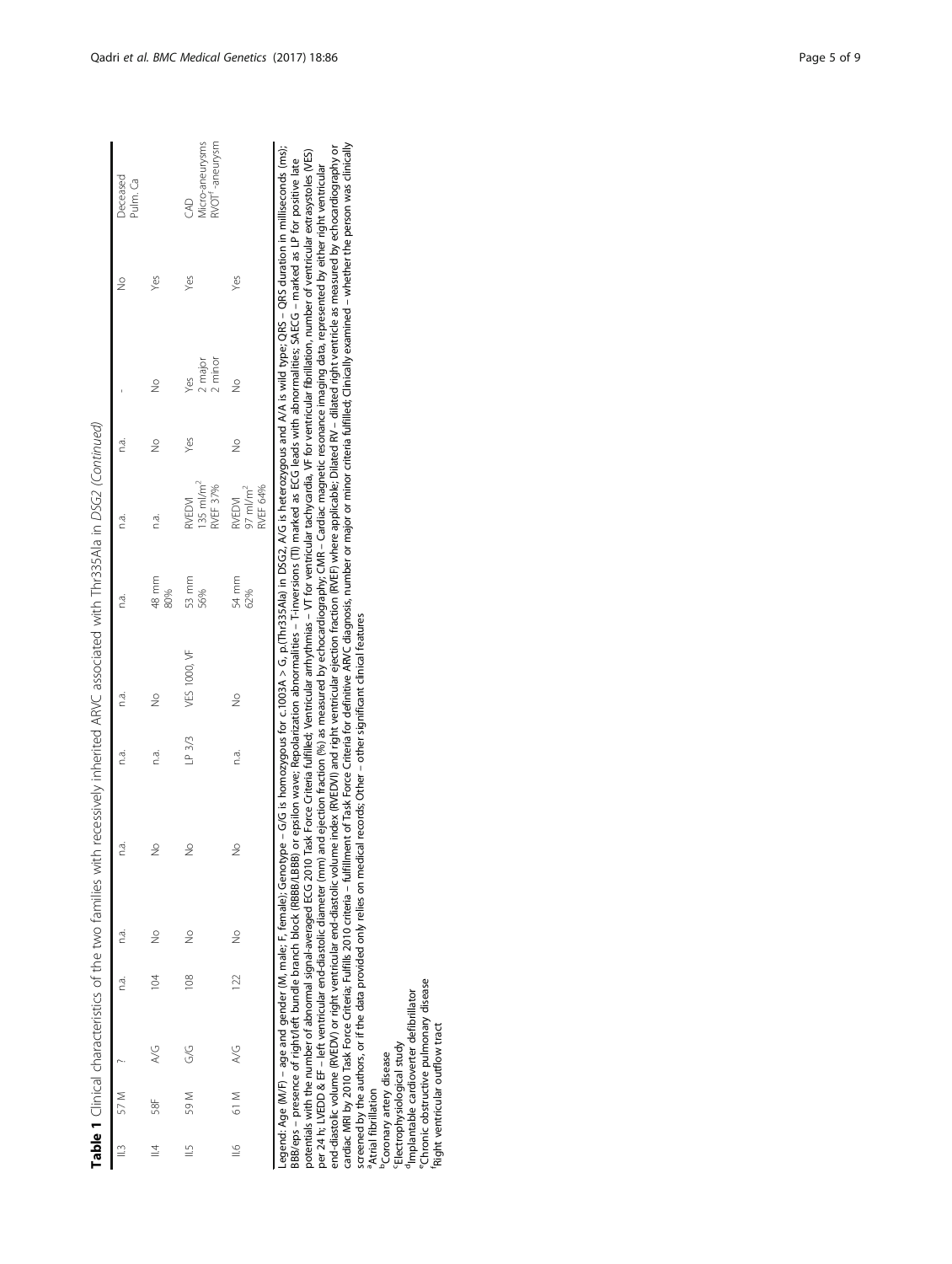**Table 1** Clinical characteristics of the two families with recessively inherited ARVC associated with Thr335Ala in *DSG2* (*Continued*)

| | | | | | | | | | | | | | |
|---|---|---|---|---|---|---|---|---|---|---|---|---|---|
| II.3 | 57 M | ? | n.a. | n.a. | n.a. | n.a. | n.a. | n.a. | n.a. | n.a. | - | No | Deceased Pulm. Ca |
| II.4 | 58F | A/G | 104 | No | No | n.a. | No | 48 mm 80% | n.a. | No | No | Yes | |
| II.5 | 59 M | G/G | 108 | No | No | LP 3/3 | VES 1000, VF | 53 mm 56% | RVEDVI 135 ml/m² RVEF 37% | Yes | Yes 2 major 2 minor | Yes | CAD Micro-aneurysms RVOT[f]-aneurysm |
| II.6 | 61 M | A/G | 122 | No | No | n.a. | No | 54 mm 62% | RVEDVI 97 ml/m² RVEF 64% | No | No | Yes | |

Legend: Age (M/F) – age and gender (M, male; F, female); Genotype – G/G is homozygous for c.1003A > G, p.(Thr335Ala) in DSG2, A/G is heterozygous and A/A is wild type; QRS – QRS duration in milliseconds (ms); BBB/eps – presence of right/left bundle branch block (RBBB/LBBB) or epsilon wave; Repolarization abnormalities – T-inversions (TI) marked as ECG leads with abnormalities; SAECG – marked as LP for positive late potentials with the number of abnormal signal-averaged ECG 2010 Task Force Criteria fulfilled; Ventricular arrhythmias – VT for ventricular tachycardia, VF for ventricular fibrillation, number of ventricular extrasystoles (VES) per 24 h; LVEDD & EF – left ventricular end-diastolic diameter (mm) and ejection fraction (%) as measured by echocardiography; CMR – Cardiac magnetic resonance imaging data, represented by either right ventricular end-diastolic volume (RVEDV) or right ventricular end-diastolic volume index (RVEDVI) and right ventricular ejection fraction (RVEF) where applicable; Dilated RV – dilated right ventricle as measured by echocardiography or cardiac MRI by 2010 Task Force Criteria; Fulfills 2010 criteria – fulfillment of Task Force Criteria for definitive ARVC diagnosis, number or major or minor criteria fulfilled; Clinically examined – whether the person was clinically screened by the authors, or if the data provided only relies on medical records; Other – other significant clinical features

[a]Atrial fibrillation
[b]Coronary artery disease
[c]Electrophysiological study
[d]Implantable cardioverter defibrillator
[e]Chronic obstructive pulmonary disease
[f]Right ventricular outflow tract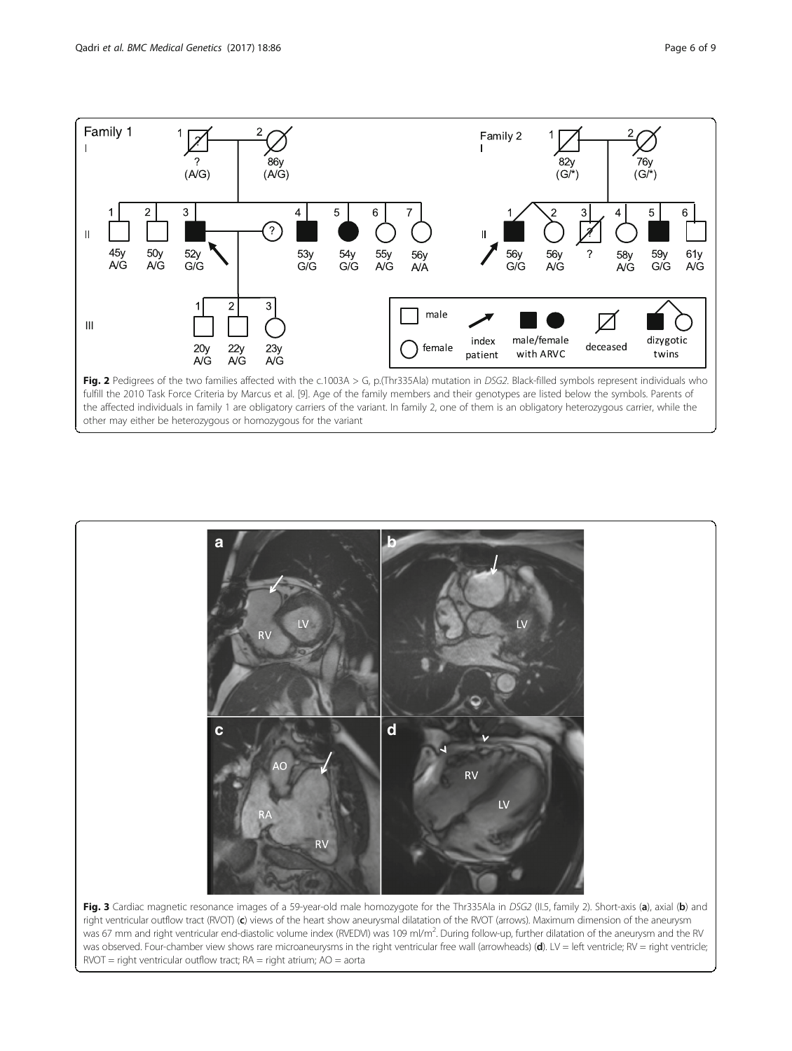**Fig. 2** Pedigrees of the two families affected with the c.1003A > G, p.(Thr335Ala) mutation in *DSG2*. Black-filled symbols represent individuals who fulfill the 2010 Task Force Criteria by Marcus et al. [9]. Age of the family members and their genotypes are listed below the symbols. Parents of the affected individuals in family 1 are obligatory carriers of the variant. In family 2, one of them is an obligatory heterozygous carrier, while the other may either be heterozygous or homozygous for the variant

**Fig. 3** Cardiac magnetic resonance images of a 59-year-old male homozygote for the Thr335Ala in *DSG2* (II.5, family 2). Short-axis (**a**), axial (**b**) and right ventricular outflow tract (RVOT) (**c**) views of the heart show aneurysmal dilatation of the RVOT (arrows). Maximum dimension of the aneurysm was 67 mm and right ventricular end-diastolic volume index (RVEDVI) was 109 ml/m$^2$. During follow-up, further dilatation of the aneurysm and the RV was observed. Four-chamber view shows rare microaneurysms in the right ventricular free wall (arrowheads) (**d**). LV = left ventricle; RV = right ventricle; RVOT = right ventricular outflow tract; RA = right atrium; AO = aorta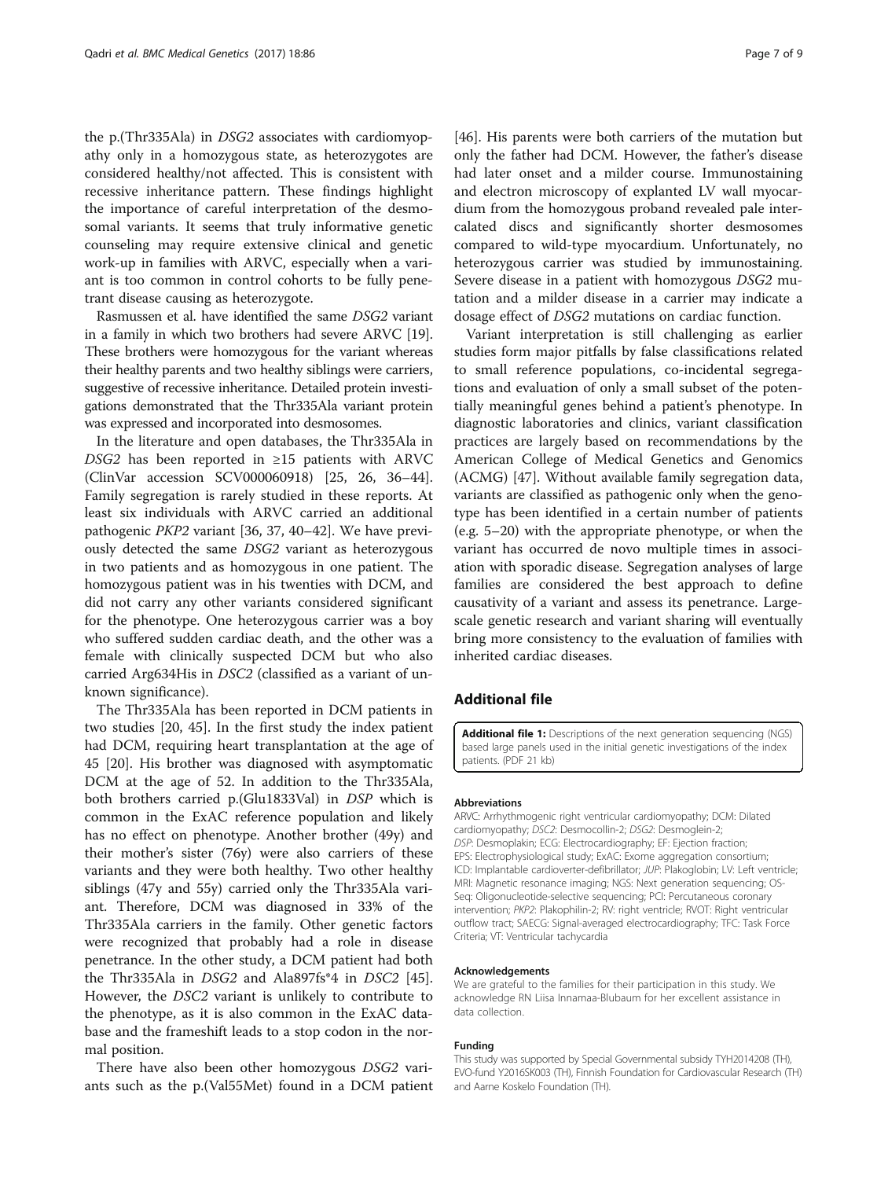the p.(Thr335Ala) in *DSG2* associates with cardiomyopathy only in a homozygous state, as heterozygotes are considered healthy/not affected. This is consistent with recessive inheritance pattern. These findings highlight the importance of careful interpretation of the desmosomal variants. It seems that truly informative genetic counseling may require extensive clinical and genetic work-up in families with ARVC, especially when a variant is too common in control cohorts to be fully penetrant disease causing as heterozygote.

Rasmussen et al. have identified the same *DSG2* variant in a family in which two brothers had severe ARVC [19]. These brothers were homozygous for the variant whereas their healthy parents and two healthy siblings were carriers, suggestive of recessive inheritance. Detailed protein investigations demonstrated that the Thr335Ala variant protein was expressed and incorporated into desmosomes.

In the literature and open databases, the Thr335Ala in *DSG2* has been reported in ≥15 patients with ARVC (ClinVar accession SCV000060918) [25, 26, 36–44]. Family segregation is rarely studied in these reports. At least six individuals with ARVC carried an additional pathogenic *PKP2* variant [36, 37, 40–42]. We have previously detected the same *DSG2* variant as heterozygous in two patients and as homozygous in one patient. The homozygous patient was in his twenties with DCM, and did not carry any other variants considered significant for the phenotype. One heterozygous carrier was a boy who suffered sudden cardiac death, and the other was a female with clinically suspected DCM but who also carried Arg634His in *DSC2* (classified as a variant of unknown significance).

The Thr335Ala has been reported in DCM patients in two studies [20, 45]. In the first study the index patient had DCM, requiring heart transplantation at the age of 45 [20]. His brother was diagnosed with asymptomatic DCM at the age of 52. In addition to the Thr335Ala, both brothers carried p.(Glu1833Val) in *DSP* which is common in the ExAC reference population and likely has no effect on phenotype. Another brother (49y) and their mother's sister (76y) were also carriers of these variants and they were both healthy. Two other healthy siblings (47y and 55y) carried only the Thr335Ala variant. Therefore, DCM was diagnosed in 33% of the Thr335Ala carriers in the family. Other genetic factors were recognized that probably had a role in disease penetrance. In the other study, a DCM patient had both the Thr335Ala in *DSG2* and Ala897fs*4 in *DSC2* [45]. However, the *DSC2* variant is unlikely to contribute to the phenotype, as it is also common in the ExAC database and the frameshift leads to a stop codon in the normal position.

There have also been other homozygous *DSG2* variants such as the p.(Val55Met) found in a DCM patient [46]. His parents were both carriers of the mutation but only the father had DCM. However, the father's disease had later onset and a milder course. Immunostaining and electron microscopy of explanted LV wall myocardium from the homozygous proband revealed pale intercalated discs and significantly shorter desmosomes compared to wild-type myocardium. Unfortunately, no heterozygous carrier was studied by immunostaining. Severe disease in a patient with homozygous *DSG2* mutation and a milder disease in a carrier may indicate a dosage effect of *DSG2* mutations on cardiac function.

Variant interpretation is still challenging as earlier studies form major pitfalls by false classifications related to small reference populations, co-incidental segregations and evaluation of only a small subset of the potentially meaningful genes behind a patient's phenotype. In diagnostic laboratories and clinics, variant classification practices are largely based on recommendations by the American College of Medical Genetics and Genomics (ACMG) [47]. Without available family segregation data, variants are classified as pathogenic only when the genotype has been identified in a certain number of patients (e.g. 5–20) with the appropriate phenotype, or when the variant has occurred de novo multiple times in association with sporadic disease. Segregation analyses of large families are considered the best approach to define causativity of a variant and assess its penetrance. Large-scale genetic research and variant sharing will eventually bring more consistency to the evaluation of families with inherited cardiac diseases.

## Additional file

**Additional file 1:** Descriptions of the next generation sequencing (NGS) based large panels used in the initial genetic investigations of the index patients. (PDF 21 kb)

#### Abbreviations

ARVC: Arrhythmogenic right ventricular cardiomyopathy; DCM: Dilated cardiomyopathy; *DSC2*: Desmocollin-2; *DSG2*: Desmoglein-2; *DSP*: Desmoplakin; ECG: Electrocardiography; EF: Ejection fraction; EPS: Electrophysiological study; ExAC: Exome aggregation consortium; ICD: Implantable cardioverter-defibrillator; *JUP*: Plakoglobin; LV: Left ventricle; MRI: Magnetic resonance imaging; NGS: Next generation sequencing; OS-Seq: Oligonucleotide-selective sequencing; PCI: Percutaneous coronary intervention; *PKP2*: Plakophilin-2; RV: right ventricle; RVOT: Right ventricular outflow tract; SAECG: Signal-averaged electrocardiography; TFC: Task Force Criteria; VT: Ventricular tachycardia

#### Acknowledgements

We are grateful to the families for their participation in this study. We acknowledge RN Liisa Innamaa-Blubaum for her excellent assistance in data collection.

#### Funding

This study was supported by Special Governmental subsidy TYH2014208 (TH), EVO-fund Y2016SK003 (TH), Finnish Foundation for Cardiovascular Research (TH) and Aarne Koskelo Foundation (TH).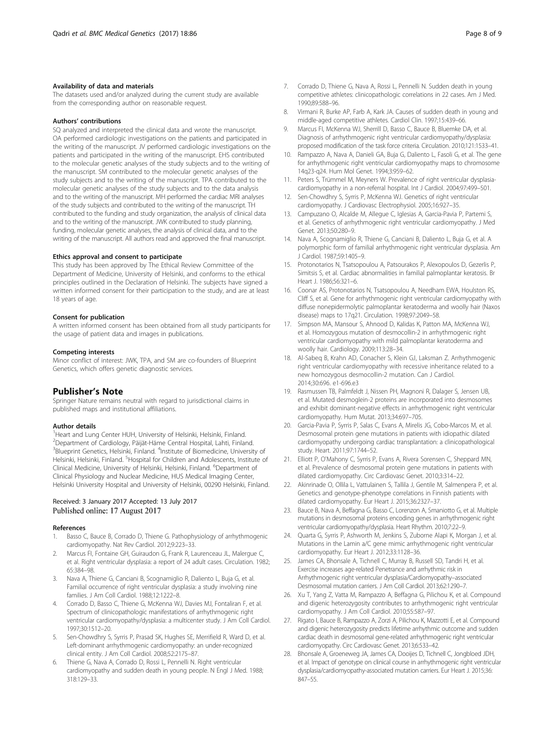#### Availability of data and materials

The datasets used and/or analyzed during the current study are available from the corresponding author on reasonable request.

#### Authors' contributions

SQ analyzed and interpreted the clinical data and wrote the manuscript. OA performed cardiologic investigations on the patients and participated in the writing of the manuscript. JV performed cardiologic investigations on the patients and participated in the writing of the manuscript. EHS contributed to the molecular genetic analyses of the study subjects and to the writing of the manuscript. SM contributed to the molecular genetic analyses of the study subjects and to the writing of the manuscript. TPA contributed to the molecular genetic analyses of the study subjects and to the data analysis and to the writing of the manuscript. MH performed the cardiac MRI analyses of the study subjects and contributed to the writing of the manuscript. TH contributed to the funding and study organization, the analysis of clinical data and to the writing of the manuscript. JWK contributed to study planning, funding, molecular genetic analyses, the analysis of clinical data, and to the writing of the manuscript. All authors read and approved the final manuscript.

#### Ethics approval and consent to participate

This study has been approved by The Ethical Review Committee of the Department of Medicine, University of Helsinki, and conforms to the ethical principles outlined in the Declaration of Helsinki. The subjects have signed a written informed consent for their participation to the study, and are at least 18 years of age.

#### Consent for publication

A written informed consent has been obtained from all study participants for the usage of patient data and images in publications.

#### Competing interests

Minor conflict of interest: JWK, TPA, and SM are co-founders of Blueprint Genetics, which offers genetic diagnostic services.

## Publisher's Note

Springer Nature remains neutral with regard to jurisdictional claims in published maps and institutional affiliations.

#### Author details

[1]Heart and Lung Center HUH, University of Helsinki, Helsinki, Finland. [2]Department of Cardiology, Päijät-Häme Central Hospital, Lahti, Finland. [3]Blueprint Genetics, Helsinki, Finland. [4]Institute of Biomedicine, University of Helsinki, Helsinki, Finland. [5]Hospital for Children and Adolescents, Institute of Clinical Medicine, University of Helsinki, Helsinki, Finland. [6]Department of Clinical Physiology and Nuclear Medicine, HUS Medical Imaging Center, Helsinki University Hospital and University of Helsinki, 00290 Helsinki, Finland.

Received: 3 January 2017 Accepted: 13 July 2017
Published online: 17 August 2017

#### References

1. Basso C, Bauce B, Corrado D, Thiene G. Pathophysiology of arrhythmogenic cardiomyopathy. Nat Rev Cardiol. 2012;9:223–33.
2. Marcus FI, Fontaine GH, Guiraudon G, Frank R, Laurenceau JL, Malergue C, et al. Right ventricular dysplasia: a report of 24 adult cases. Circulation. 1982; 65:384–98.
3. Nava A, Thiene G, Canciani B, Scognamiglio R, Daliento L, Buja G, et al. Familial occurrence of right ventricular dysplasia: a study involving nine families. J Am Coll Cardiol. 1988;12:1222–8.
4. Corrado D, Basso C, Thiene G, McKenna WJ, Davies MJ, Fontaliran F, et al. Spectrum of clinicopathologic manifestations of arrhythmogenic right ventricular cardiomyopathy/dysplasia: a multicenter study. J Am Coll Cardiol. 1997;30:1512–20.
5. Sen-Chowdhry S, Syrris P, Prasad SK, Hughes SE, Merrifield R, Ward D, et al. Left-dominant arrhythmogenic cardiomyopathy: an under-recognized clinical entity. J Am Coll Cardiol. 2008;52:2175–87.
6. Thiene G, Nava A, Corrado D, Rossi L, Pennelli N. Right ventricular cardiomyopathy and sudden death in young people. N Engl J Med. 1988; 318:129–33.
7. Corrado D, Thiene G, Nava A, Rossi L, Pennelli N. Sudden death in young competitive athletes: clinicopathologic correlations in 22 cases. Am J Med. 1990;89:588–96.
8. Virmani R, Burke AP, Farb A, Kark JA. Causes of sudden death in young and middle-aged competitive athletes. Cardiol Clin. 1997;15:439–66.
9. Marcus FI, McKenna WJ, Sherrill D, Basso C, Bauce B, Bluemke DA, et al. Diagnosis of arrhythmogenic right ventricular cardiomyopathy/dysplasia: proposed modification of the task force criteria. Circulation. 2010;121:1533–41.
10. Rampazzo A, Nava A, Danieli GA, Buja G, Daliento L, Fasoli G, et al. The gene for arrhythmogenic right ventricular cardiomyopathy maps to chromosome 14q23-q24. Hum Mol Genet. 1994;3:959–62.
11. Peters S, Trümmel M, Meyners W. Prevalence of right ventricular dysplasia-cardiomyopathy in a non-referral hospital. Int J Cardiol. 2004;97:499–501.
12. Sen-Chowdhry S, Syrris P, McKenna WJ. Genetics of right ventricular cardiomyopathy. J Cardiovasc Electrophysiol. 2005;16:927–35.
13. Campuzano O, Alcalde M, Allegue C, Iglesias A, García-Pavía P, Partemi S, et al. Genetics of arrhythmogenic right ventricular cardiomyopathy. J Med Genet. 2013;50:280–9.
14. Nava A, Scognamiglio R, Thiene G, Canciani B, Daliento L, Buja G, et al. A polymorphic form of familial arrhythmogenic right ventricular dysplasia. Am J Cardiol. 1987;59:1405–9.
15. Protonotarios N, Tsatsopoulou A, Patsourakos P, Alexopoulos D, Gezerlis P, Simitsis S, et al. Cardiac abnormalities in familial palmoplantar keratosis. Br Heart J. 1986;56:321–6.
16. Coonar AS, Protonotarios N, Tsatsopoulou A, Needham EWA, Houlston RS, Cliff S, et al. Gene for arrhythmogenic right ventricular cardiomyopathy with diffuse nonepidermolytic palmoplantar keratoderma and woolly hair (Naxos disease) maps to 17q21. Circulation. 1998;97:2049–58.
17. Simpson MA, Mansour S, Ahnood D, Kalidas K, Patton MA, McKenna WJ, et al. Homozygous mutation of desmocollin-2 in arrhythmogenic right ventricular cardiomyopathy with mild palmoplantar keratoderma and woolly hair. Cardiology. 2009;113:28–34.
18. Al-Sabeq B, Krahn AD, Conacher S, Klein GJ, Laksman Z. Arrhythmogenic right ventricular cardiomyopathy with recessive inheritance related to a new homozygous desmocollin-2 mutation. Can J Cardiol. 2014;30:696. e1-696.e3
19. Rasmussen TB, Palmfeldt J, Nissen PH, Magnoni R, Dalager S, Jensen UB, et al. Mutated desmoglein-2 proteins are incorporated into desmosomes and exhibit dominant-negative effects in arrhythmogenic right ventricular cardiomyopathy. Hum Mutat. 2013;34:697–705.
20. Garcia-Pavia P, Syrris P, Salas C, Evans A, Mirelis JG, Cobo-Marcos M, et al. Desmosomal protein gene mutations in patients with idiopathic dilated cardiomyopathy undergoing cardiac transplantation: a clinicopathological study. Heart. 2011;97:1744–52.
21. Elliott P, O'Mahony C, Syrris P, Evans A, Rivera Sorensen C, Sheppard MN, et al. Prevalence of desmosomal protein gene mutations in patients with dilated cardiomyopathy. Circ Cardiovasc Genet. 2010;3:314–22.
22. Akinrinade O, Ollila L, Vattulainen S, Tallila J, Gentile M, Salmenpera P, et al. Genetics and genotype-phenotype correlations in Finnish patients with dilated cardiomyopathy. Eur Heart J. 2015;36:2327–37.
23. Bauce B, Nava A, Beffagna G, Basso C, Lorenzon A, Smaniotto G, et al. Multiple mutations in desmosomal proteins encoding genes in arrhythmogenic right ventricular cardiomyopathy/dysplasia. Heart Rhythm. 2010;7:22–9.
24. Quarta G, Syrris P, Ashworth M, Jenkins S, Zuborne Alapi K, Morgan J, et al. Mutations in the Lamin a/C gene mimic arrhythmogenic right ventricular cardiomyopathy. Eur Heart J. 2012;33:1128–36.
25. James CA, Bhonsale A, Tichnell C, Murray B, Russell SD, Tandri H, et al. Exercise increases age-related Penetrance and arrhythmic risk in Arrhythmogenic right ventricular dysplasia/Cardiomyopathy–associated Desmosomal mutation carriers. J Am Coll Cardiol. 2013;62:1290–7.
26. Xu T, Yang Z, Vatta M, Rampazzo A, Beffagna G, Pilichou K, et al. Compound and digenic heterozygosity contributes to arrhythmogenic right ventricular cardiomyopathy. J Am Coll Cardiol. 2010;55:587–97.
27. Rigato I, Bauce B, Rampazzo A, Zorzi A, Pilichou K, Mazzotti E, et al. Compound and digenic heterozygosity predicts lifetime arrhythmic outcome and sudden cardiac death in desmosomal gene-related arrhythmogenic right ventricular cardiomyopathy. Circ Cardiovasc Genet. 2013;6:533–42.
28. Bhonsale A, Groeneweg JA, James CA, Dooijes D, Tichnell C, Jongbloed JDH, et al. Impact of genotype on clinical course in arrhythmogenic right ventricular dysplasia/cardiomyopathy-associated mutation carriers. Eur Heart J. 2015;36: 847–55.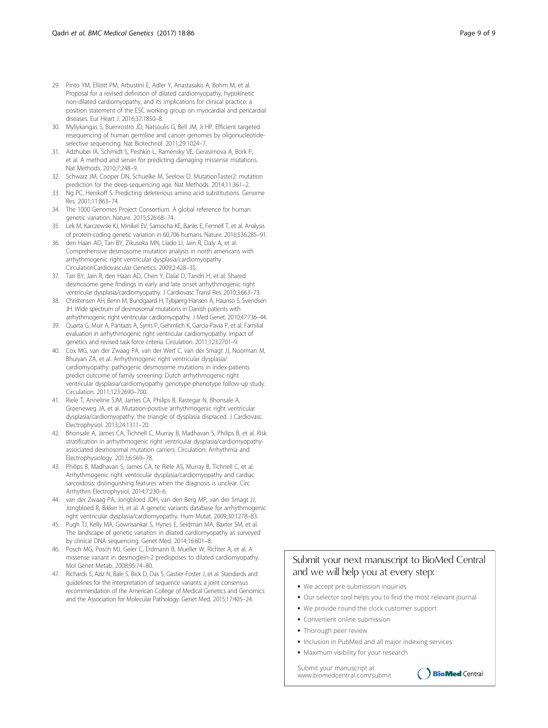29. Pinto YM, Elliott PM, Arbustini E, Adler Y, Anastasakis A, Bohm M, et al. Proposal for a revised definition of dilated cardiomyopathy, hypokinetic non-dilated cardiomyopathy, and its implications for clinical practice: a position statement of the ESC working group on myocardial and pericardial diseases. Eur Heart J. 2016;37:1850–8.
30. Myllykangas S, Buenrostro JD, Natsoulis G, Bell JM, Ji HP. Efficient targeted resequencing of human germline and cancer genomes by oligonucleotide-selective sequencing. Nat Biotechnol. 2011;29:1024–7.
31. Adzhubei IA, Schmidt S, Peshkin L, Ramensky VE, Gerasimova A, Bork P, et al. A method and server for predicting damaging missense mutations. Nat Methods. 2010;7:248–9.
32. Schwarz JM, Cooper DN, Schuelke M, Seelow D. MutationTaster2: mutation prediction for the deep-sequencing age. Nat Methods. 2014;11:361–2.
33. Ng PC, Henikoff S. Predicting deleterious amino acid substitutions. Genome Res. 2001;11:863–74.
34. The 1000 Genomes Project Consortium. A global reference for human genetic variation. Nature. 2015;526:68–74.
35. Lek M, Karczewski KJ, Minikel EV, Samocha KE, Banks E, Fennell T, et al. Analysis of protein-coding genetic variation in 60,706 humans. Nature. 2016;536:285–91.
36. den Haan AD, Tan BY, Zikusoka MN, Llado LI, Jain R, Daly A, et al. Comprehensive desmosome mutation analysis in north americans with arrhythmogenic right ventricular dysplasia/cardiomyopathy. CirculationCardiovascular Genetics. 2009;2:428–35.
37. Tan BY, Jain R, den Haan AD, Chen Y, Dalal D, Tandri H, et al. Shared desmosome gene findings in early and late onset arrhythmogenic right ventricular dysplasia/cardiomyopathy. J Cardiovasc Transl Res. 2010;3:663–73.
38. Christensen AH, Benn M, Bundgaard H, Tybjaerg-Hansen A, Haunso S, Svendsen JH. Wide spectrum of desmosomal mutations in Danish patients with arrhythmogenic right ventricular cardiomyopathy. J Med Genet. 2010;47:736–44.
39. Quarta G, Muir A, Pantazis A, Syrris P, Gehmlich K, Garcia-Pavia P, et al. Familial evaluation in arrhythmogenic right ventricular cardiomyopathy: impact of genetics and revised task force criteria. Circulation. 2011;123:2701–9.
40. Cox MG, van der Zwaag PA, van der Werf C, van der Smagt JJ, Noorman M, Bhuiyan ZA, et al. Arrhythmogenic right ventricular dysplasia/cardiomyopathy: pathogenic desmosome mutations in index-patients predict outcome of family screening: Dutch arrhythmogenic right ventricular dysplasia/cardiomyopathy genotype-phenotype follow-up study. Circulation. 2011;123:2690–700.
41. Riele T, Anneline SJM, James CA, Philips B, Rastegar N, Bhonsale A, Groeneweg JA, et al. Mutation-positive arrhythmogenic right ventricular dysplasia/cardiomyopathy: the triangle of dysplasia displaced. J Cardiovasc Electrophysiol. 2013;24:1311–20.
42. Bhonsale A, James CA, Tichnell C, Murray B, Madhavan S, Philips B, et al. Risk stratification in arrhythmogenic right ventricular dysplasia/cardiomyopathy-associated desmosomal mutation carriers. Circulation: Arrhythmia and Electrophysiology. 2013;6:569–78.
43. Philips B, Madhavan S, James CA, te Riele AS, Murray B, Tichnell C, et al. Arrhythmogenic right ventricular dysplasia/cardiomyopathy and cardiac sarcoidosis: distinguishing features when the diagnosis is unclear. Circ Arrhythm Electrophysiol. 2014;7:230–6.
44. van der Zwaag PA, Jongbloed JDH, van den Berg MP, van der Smagt JJ, Jongbloed R, Bikker H, et al. A genetic variants database for arrhythmogenic right ventricular dysplasia/cardiomyopathy. Hum Mutat. 2009;30:1278–83.
45. Pugh TJ, Kelly MA, Gowrisankar S, Hynes E, Seidman MA, Baxter SM, et al. The landscape of genetic variation in dilated cardiomyopathy as surveyed by clinical DNA sequencing. Genet Med. 2014;16:601–8.
46. Posch MG, Posch MJ, Geier C, Erdmann B, Mueller W, Richter A, et al. A missense variant in desmoglein-2 predisposes to dilated cardiomyopathy. Mol Genet Metab. 2008;95:74–80.
47. Richards S, Aziz N, Bale S, Bick D, Das S, Gastier-Foster J, et al. Standards and guidelines for the interpretation of sequence variants: a joint consensus recommendation of the American College of Medical Genetics and Genomics and the Association for Molecular Pathology. Genet Med. 2015;17:405–24.

Submit your next manuscript to BioMed Central and we will help you at every step:

- We accept pre-submission inquiries
- Our selector tool helps you to find the most relevant journal
- We provide round the clock customer support
- Convenient online submission
- Thorough peer review
- Inclusion in PubMed and all major indexing services
- Maximum visibility for your research

Submit your manuscript at www.biomedcentral.com/submit

BioMed Central